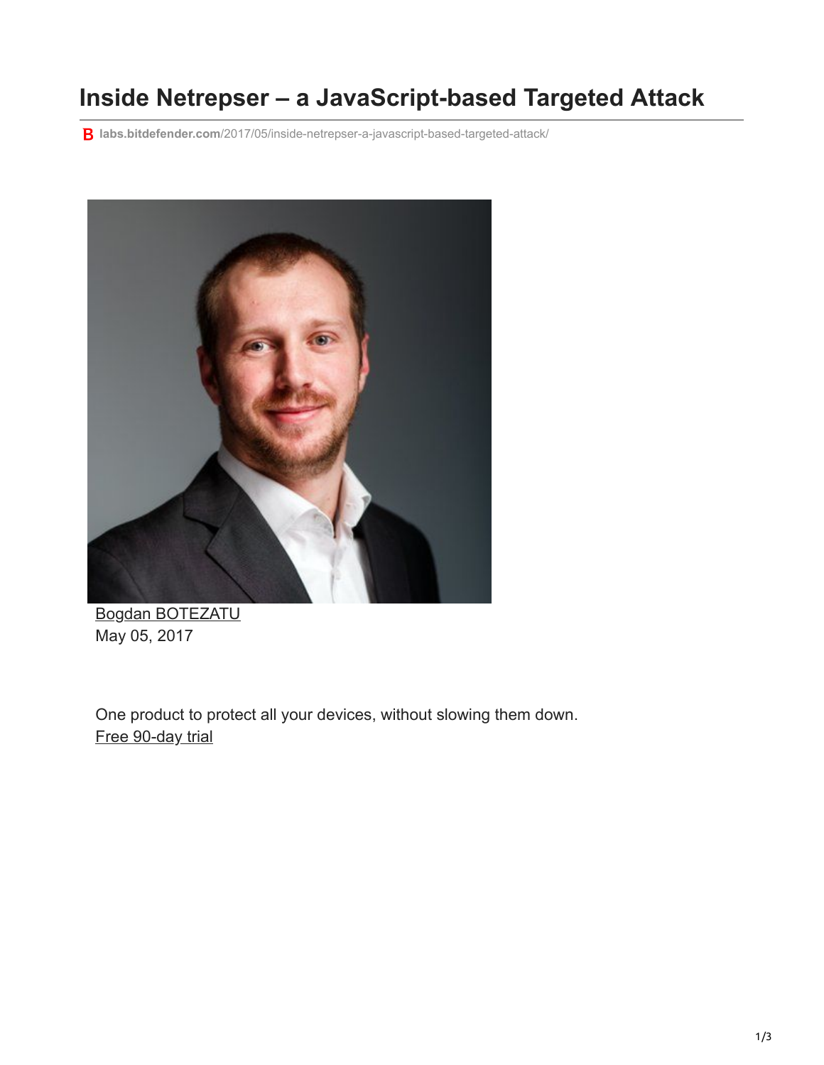# Inside Netrepser – a JavaScript-based Targeted Attack

labs.bitdefender.com/2017/05/inside-netrepser-a-javascript-based-targeted-attack/

Bogdan BOTEZATU
May 05, 2017

One product to protect all your devices, without slowing them down.
Free 90-day trial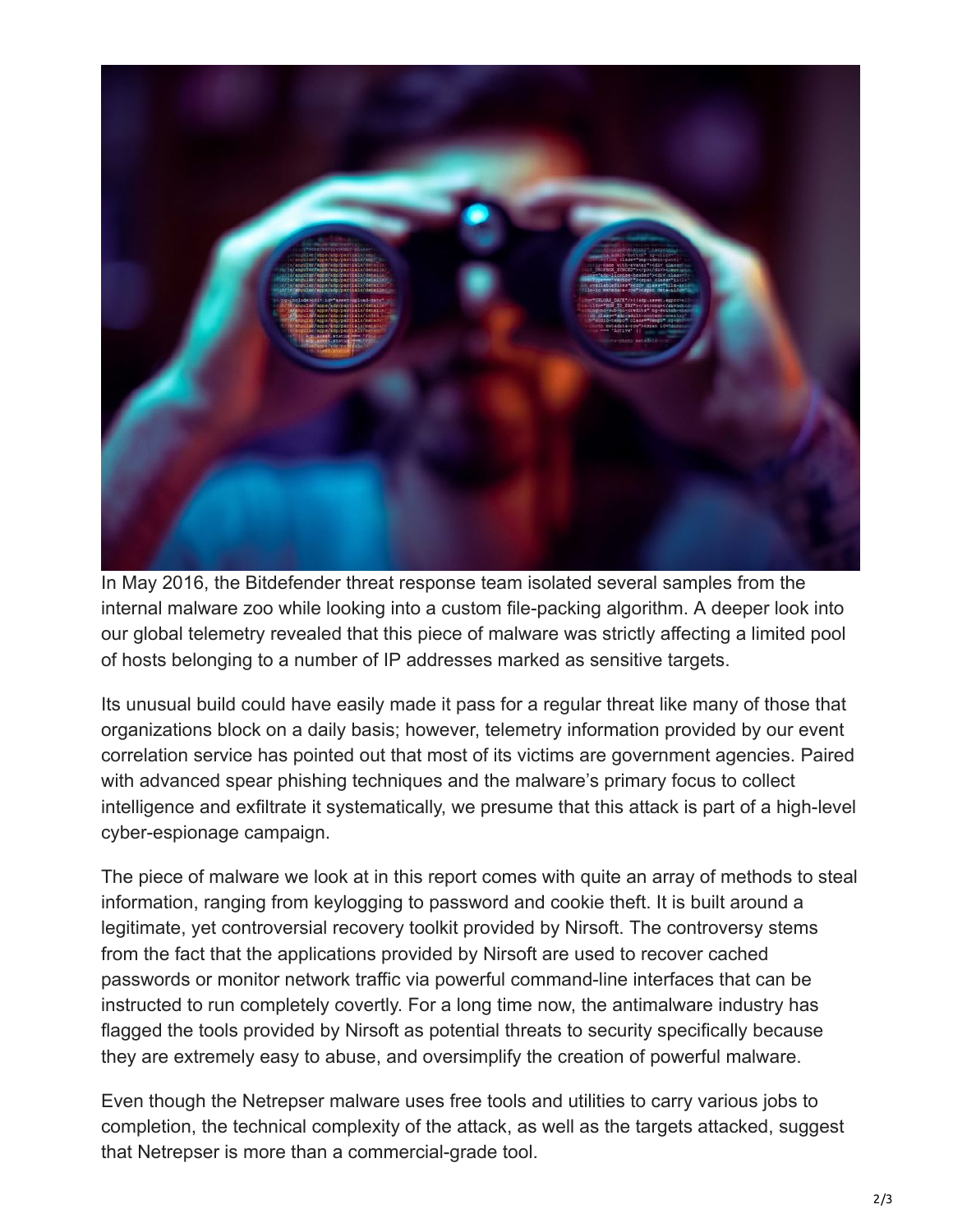In May 2016, the Bitdefender threat response team isolated several samples from the internal malware zoo while looking into a custom file-packing algorithm. A deeper look into our global telemetry revealed that this piece of malware was strictly affecting a limited pool of hosts belonging to a number of IP addresses marked as sensitive targets.

Its unusual build could have easily made it pass for a regular threat like many of those that organizations block on a daily basis; however, telemetry information provided by our event correlation service has pointed out that most of its victims are government agencies. Paired with advanced spear phishing techniques and the malware's primary focus to collect intelligence and exfiltrate it systematically, we presume that this attack is part of a high-level cyber-espionage campaign.

The piece of malware we look at in this report comes with quite an array of methods to steal information, ranging from keylogging to password and cookie theft. It is built around a legitimate, yet controversial recovery toolkit provided by Nirsoft. The controversy stems from the fact that the applications provided by Nirsoft are used to recover cached passwords or monitor network traffic via powerful command-line interfaces that can be instructed to run completely covertly. For a long time now, the antimalware industry has flagged the tools provided by Nirsoft as potential threats to security specifically because they are extremely easy to abuse, and oversimplify the creation of powerful malware.

Even though the Netrepser malware uses free tools and utilities to carry various jobs to completion, the technical complexity of the attack, as well as the targets attacked, suggest that Netrepser is more than a commercial-grade tool.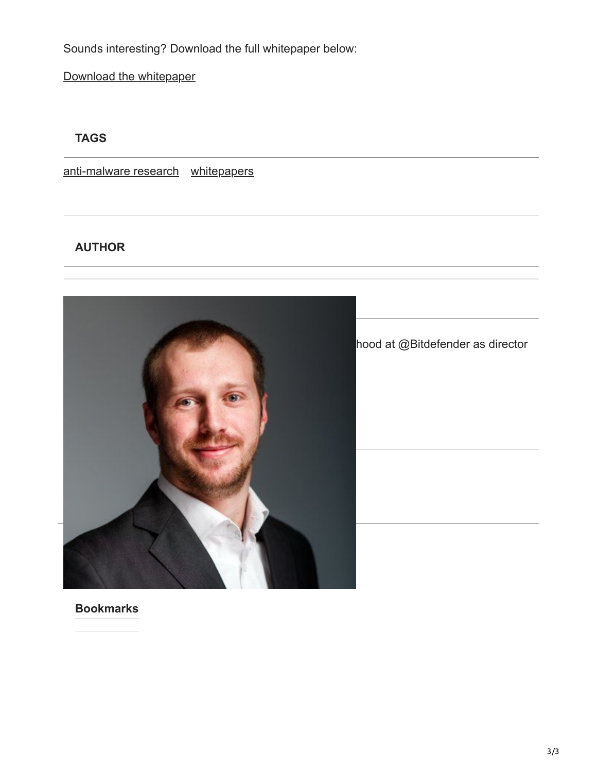Sounds interesting? Download the full whitepaper below:

[Download the whitepaper]()

### TAGS

[anti-malware research]() [whitepapers]()

### AUTHOR

hood at @Bitdefender as director

### Bookmarks